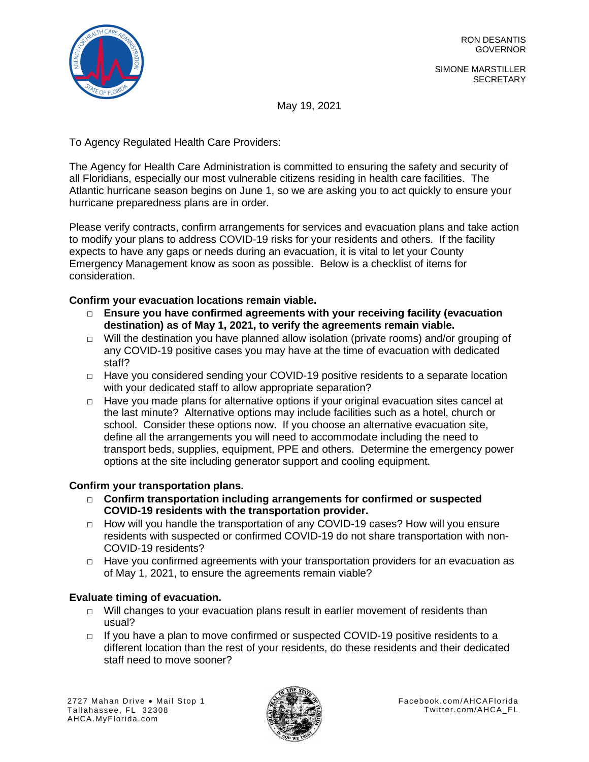RON DESANTIS
GOVERNOR

SIMONE MARSTILLER
SECRETARY

May 19, 2021

To Agency Regulated Health Care Providers:

The Agency for Health Care Administration is committed to ensuring the safety and security of all Floridians, especially our most vulnerable citizens residing in health care facilities. The Atlantic hurricane season begins on June 1, so we are asking you to act quickly to ensure your hurricane preparedness plans are in order.

Please verify contracts, confirm arrangements for services and evacuation plans and take action to modify your plans to address COVID-19 risks for your residents and others. If the facility expects to have any gaps or needs during an evacuation, it is vital to let your County Emergency Management know as soon as possible. Below is a checklist of items for consideration.

**Confirm your evacuation locations remain viable.**

- □ **Ensure you have confirmed agreements with your receiving facility (evacuation destination) as of May 1, 2021, to verify the agreements remain viable.**
- □ Will the destination you have planned allow isolation (private rooms) and/or grouping of any COVID-19 positive cases you may have at the time of evacuation with dedicated staff?
- □ Have you considered sending your COVID-19 positive residents to a separate location with your dedicated staff to allow appropriate separation?
- □ Have you made plans for alternative options if your original evacuation sites cancel at the last minute? Alternative options may include facilities such as a hotel, church or school. Consider these options now. If you choose an alternative evacuation site, define all the arrangements you will need to accommodate including the need to transport beds, supplies, equipment, PPE and others. Determine the emergency power options at the site including generator support and cooling equipment.

**Confirm your transportation plans.**

- □ **Confirm transportation including arrangements for confirmed or suspected COVID-19 residents with the transportation provider.**
- □ How will you handle the transportation of any COVID-19 cases? How will you ensure residents with suspected or confirmed COVID-19 do not share transportation with non-COVID-19 residents?
- □ Have you confirmed agreements with your transportation providers for an evacuation as of May 1, 2021, to ensure the agreements remain viable?

**Evaluate timing of evacuation.**

- □ Will changes to your evacuation plans result in earlier movement of residents than usual?
- □ If you have a plan to move confirmed or suspected COVID-19 positive residents to a different location than the rest of your residents, do these residents and their dedicated staff need to move sooner?

2727 Mahan Drive • Mail Stop 1
Tallahassee, FL 32308
AHCA.MyFlorida.com

Facebook.com/AHCAFlorida
Twitter.com/AHCA_FL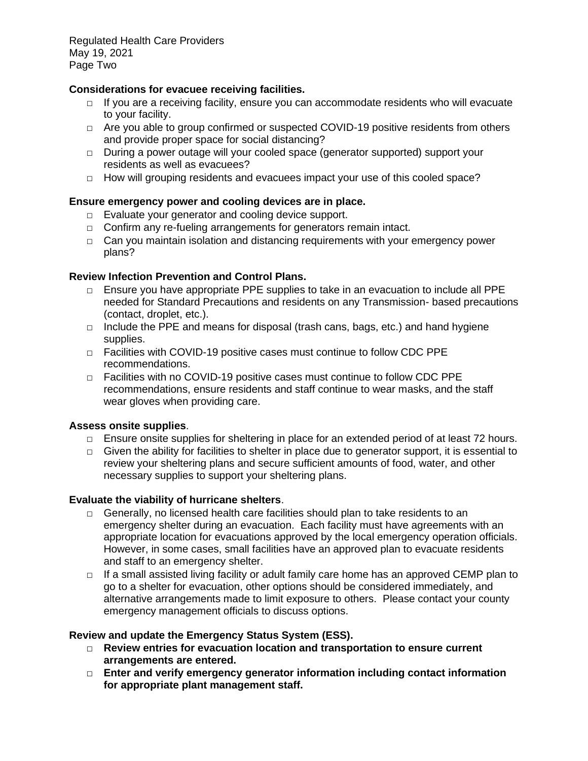**Considerations for evacuee receiving facilities.**

- If you are a receiving facility, ensure you can accommodate residents who will evacuate to your facility.
- Are you able to group confirmed or suspected COVID-19 positive residents from others and provide proper space for social distancing?
- During a power outage will your cooled space (generator supported) support your residents as well as evacuees?
- How will grouping residents and evacuees impact your use of this cooled space?

**Ensure emergency power and cooling devices are in place.**

- Evaluate your generator and cooling device support.
- Confirm any re-fueling arrangements for generators remain intact.
- Can you maintain isolation and distancing requirements with your emergency power plans?

**Review Infection Prevention and Control Plans.**

- Ensure you have appropriate PPE supplies to take in an evacuation to include all PPE needed for Standard Precautions and residents on any Transmission- based precautions (contact, droplet, etc.).
- Include the PPE and means for disposal (trash cans, bags, etc.) and hand hygiene supplies.
- Facilities with COVID-19 positive cases must continue to follow CDC PPE recommendations.
- Facilities with no COVID-19 positive cases must continue to follow CDC PPE recommendations, ensure residents and staff continue to wear masks, and the staff wear gloves when providing care.

**Assess onsite supplies**.

- Ensure onsite supplies for sheltering in place for an extended period of at least 72 hours.
- Given the ability for facilities to shelter in place due to generator support, it is essential to review your sheltering plans and secure sufficient amounts of food, water, and other necessary supplies to support your sheltering plans.

**Evaluate the viability of hurricane shelters**.

- Generally, no licensed health care facilities should plan to take residents to an emergency shelter during an evacuation. Each facility must have agreements with an appropriate location for evacuations approved by the local emergency operation officials. However, in some cases, small facilities have an approved plan to evacuate residents and staff to an emergency shelter.
- If a small assisted living facility or adult family care home has an approved CEMP plan to go to a shelter for evacuation, other options should be considered immediately, and alternative arrangements made to limit exposure to others. Please contact your county emergency management officials to discuss options.

**Review and update the Emergency Status System (ESS).**

- **Review entries for evacuation location and transportation to ensure current arrangements are entered.**
- **Enter and verify emergency generator information including contact information for appropriate plant management staff.**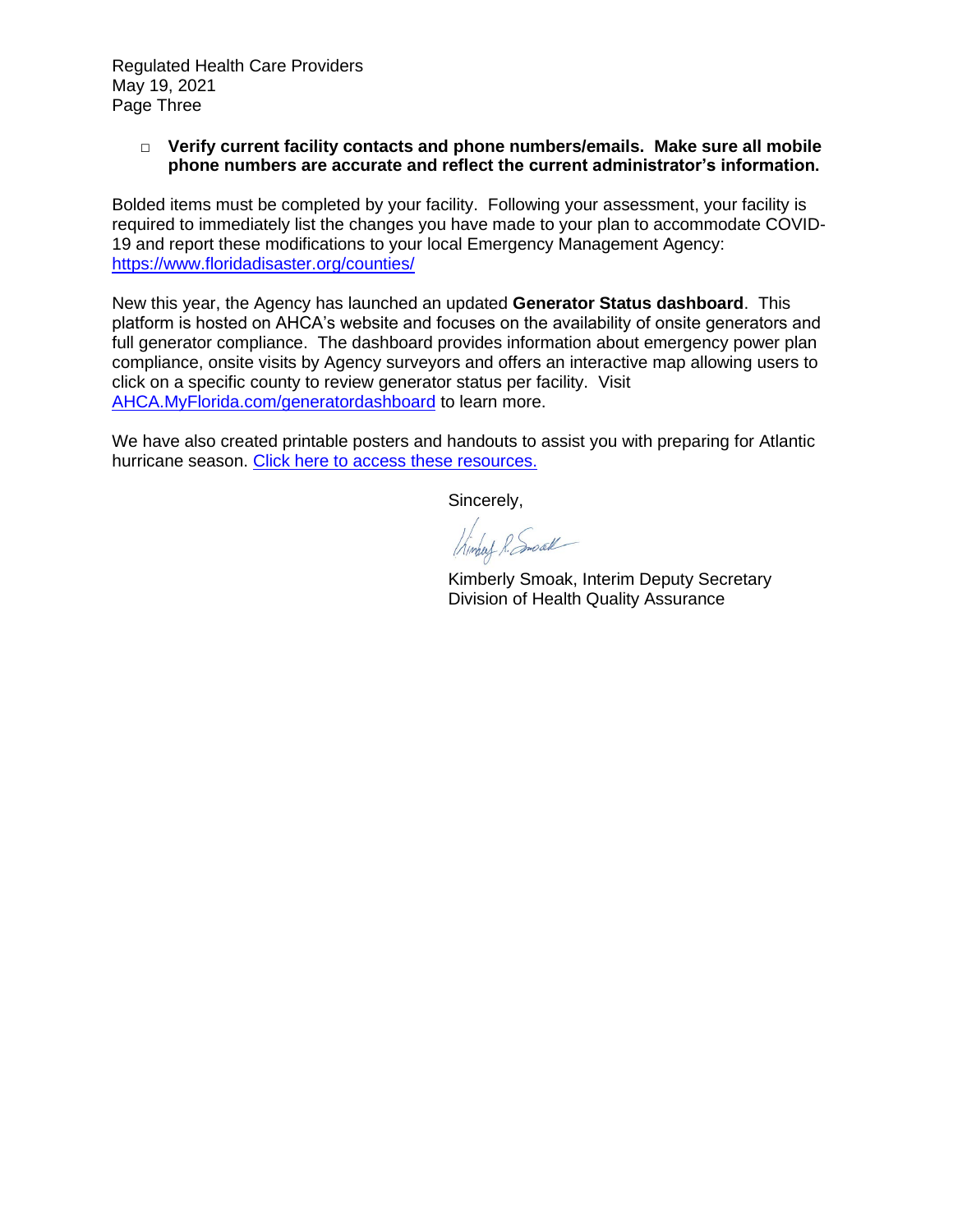- **Verify current facility contacts and phone numbers/emails. Make sure all mobile phone numbers are accurate and reflect the current administrator's information.**

Bolded items must be completed by your facility. Following your assessment, your facility is required to immediately list the changes you have made to your plan to accommodate COVID-19 and report these modifications to your local Emergency Management Agency: [https://www.floridadisaster.org/counties/](https://www.floridadisaster.org/counties/)

New this year, the Agency has launched an updated **Generator Status dashboard**. This platform is hosted on AHCA's website and focuses on the availability of onsite generators and full generator compliance. The dashboard provides information about emergency power plan compliance, onsite visits by Agency surveyors and offers an interactive map allowing users to click on a specific county to review generator status per facility. Visit [AHCA.MyFlorida.com/generatordashboard](AHCA.MyFlorida.com/generatordashboard) to learn more.

We have also created printable posters and handouts to assist you with preparing for Atlantic hurricane season. Click here to access these resources.

Sincerely,

Kimberly Smoak, Interim Deputy Secretary
Division of Health Quality Assurance